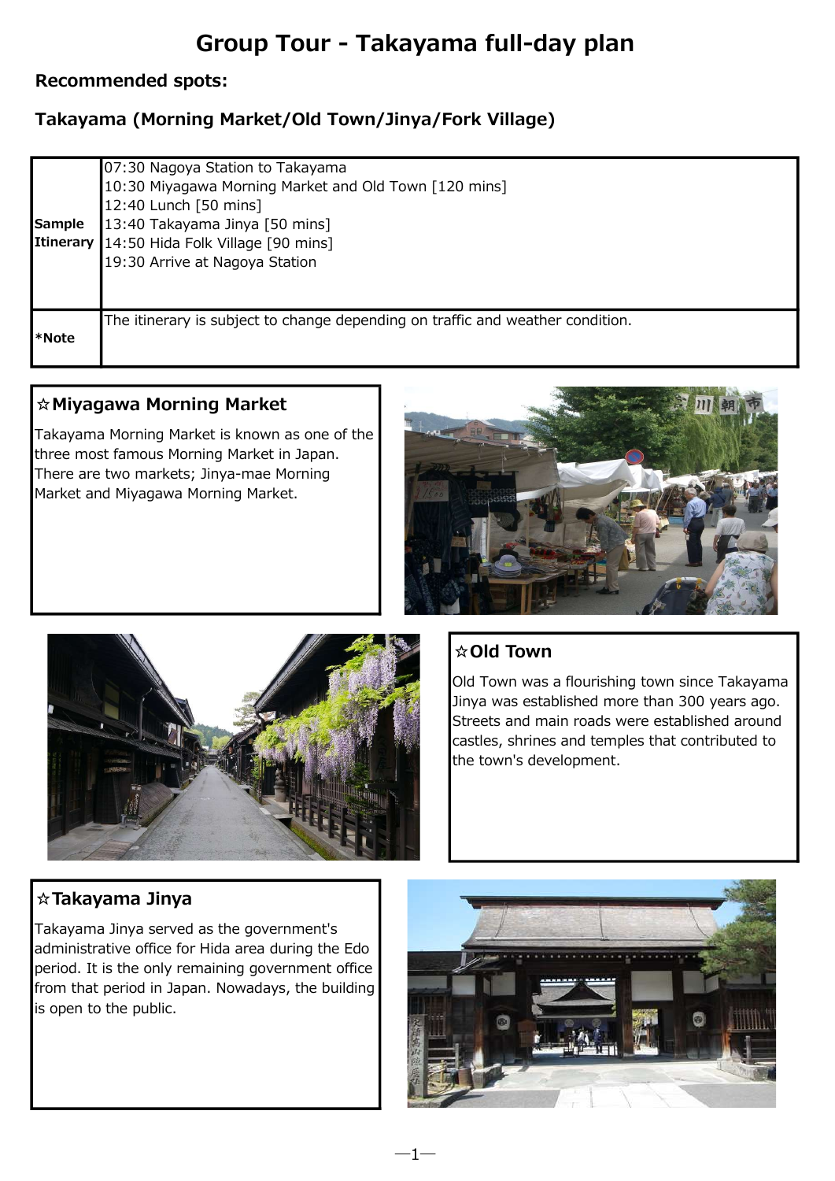# Group Tour - Takayama full-day plan

**Recommended spots:**

**Takayama (Morning Market/Old Town/Jinya/Fork Village)**

| | |
|---|---|
| **Sample Itinerary** | 07:30 Nagoya Station to Takayama<br>10:30 Miyagawa Morning Market and Old Town [120 mins]<br>12:40 Lunch [50 mins]<br>13:40 Takayama Jinya [50 mins]<br>14:50 Hida Folk Village [90 mins]<br>19:30 Arrive at Nagoya Station |
| **\*Note** | The itinerary is subject to change depending on traffic and weather condition. |

### ☆Miyagawa Morning Market

Takayama Morning Market is known as one of the three most famous Morning Market in Japan. There are two markets; Jinya-mae Morning Market and Miyagawa Morning Market.

### ☆Old Town

Old Town was a flourishing town since Takayama Jinya was established more than 300 years ago. Streets and main roads were established around castles, shrines and temples that contributed to the town's development.

### ☆Takayama Jinya

Takayama Jinya served as the government's administrative office for Hida area during the Edo period. It is the only remaining government office from that period in Japan. Nowadays, the building is open to the public.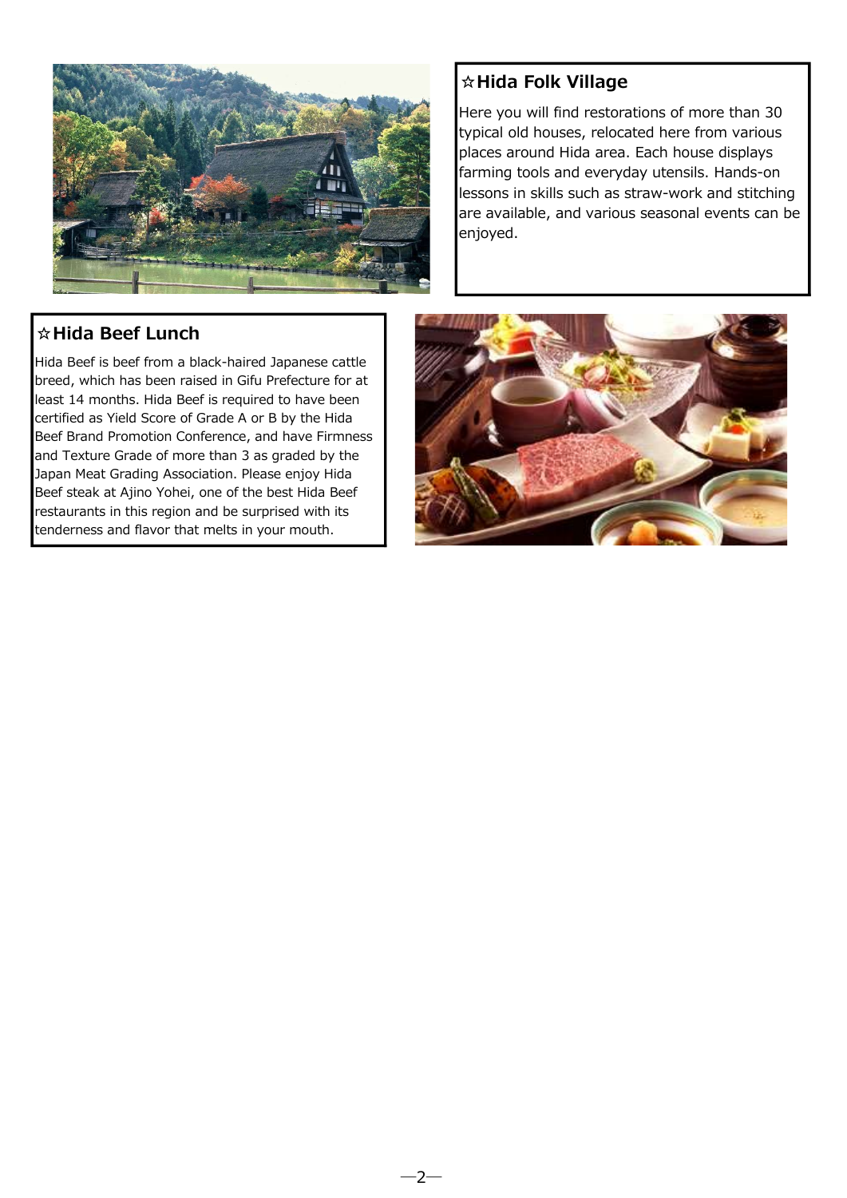### ☆Hida Folk Village

Here you will find restorations of more than 30 typical old houses, relocated here from various places around Hida area. Each house displays farming tools and everyday utensils. Hands-on lessons in skills such as straw-work and stitching are available, and various seasonal events can be enjoyed.

### ☆Hida Beef Lunch

Hida Beef is beef from a black-haired Japanese cattle breed, which has been raised in Gifu Prefecture for at least 14 months. Hida Beef is required to have been certified as Yield Score of Grade A or B by the Hida Beef Brand Promotion Conference, and have Firmness and Texture Grade of more than 3 as graded by the Japan Meat Grading Association. Please enjoy Hida Beef steak at Ajino Yohei, one of the best Hida Beef restaurants in this region and be surprised with its tenderness and flavor that melts in your mouth.